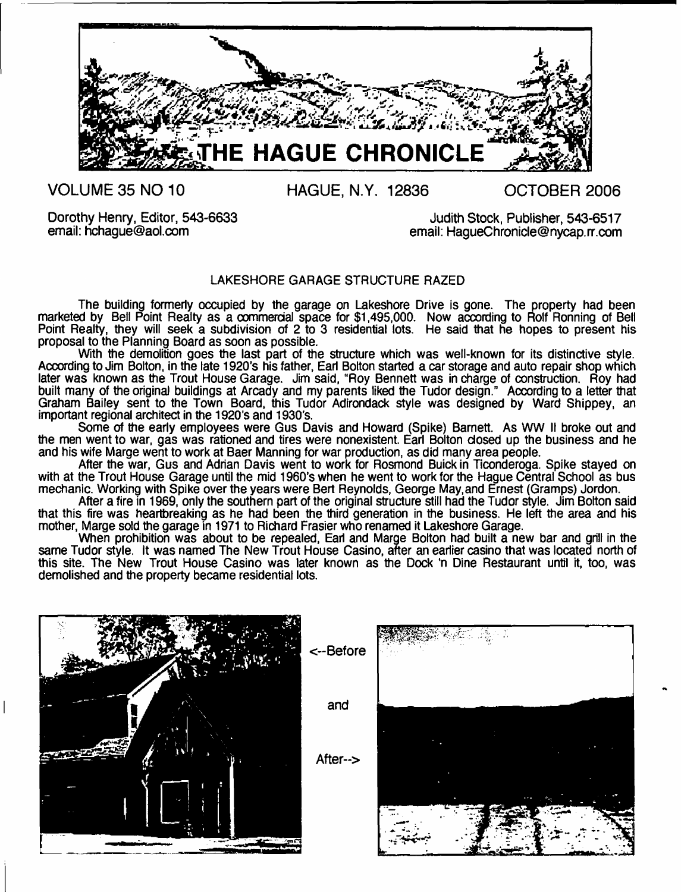# THE HAGUE CHRONICLE

VOLUME 35 NO 10 HAGUE, N.Y. 12836 OCTOBER 2006

Dorothy Henry, Editor, 543-6633
email: hchague@aol.com

Judith Stock, Publisher, 543-6517
email: HagueChronicle@nycap.rr.com

## LAKESHORE GARAGE STRUCTURE RAZED

The building formerly occupied by the garage on Lakeshore Drive is gone. The property had been marketed by Bell Point Realty as a commercial space for $1,495,000. Now according to Rolf Ronning of Bell Point Realty, they will seek a subdivision of 2 to 3 residential lots. He said that he hopes to present his proposal to the Planning Board as soon as possible.

With the demolition goes the last part of the structure which was well-known for its distinctive style. According to Jim Bolton, in the late 1920's his father, Earl Bolton started a car storage and auto repair shop which later was known as the Trout House Garage. Jim said, "Roy Bennett was in charge of construction. Roy had built many of the original buildings at Arcady and my parents liked the Tudor design." According to a letter that Graham Bailey sent to the Town Board, this Tudor Adirondack style was designed by Ward Shippey, an important regional architect in the 1920's and 1930's.

Some of the early employees were Gus Davis and Howard (Spike) Barnett. As WW II broke out and the men went to war, gas was rationed and tires were nonexistent. Earl Bolton closed up the business and he and his wife Marge went to work at Baer Manning for war production, as did many area people.

After the war, Gus and Adrian Davis went to work for Rosmond Buick in Ticonderoga. Spike stayed on with at the Trout House Garage until the mid 1960's when he went to work for the Hague Central School as bus mechanic. Working with Spike over the years were Bert Reynolds, George May, and Ernest (Gramps) Jordon.

After a fire in 1969, only the southern part of the original structure still had the Tudor style. Jim Bolton said that this fire was heartbreaking as he had been the third generation in the business. He left the area and his mother, Marge sold the garage in 1971 to Richard Frasier who renamed it Lakeshore Garage.

When prohibition was about to be repealed, Earl and Marge Bolton had built a new bar and grill in the same Tudor style. It was named The New Trout House Casino, after an earlier casino that was located north of this site. The New Trout House Casino was later known as the Dock 'n Dine Restaurant until it, too, was demolished and the property became residential lots.

<--Before

and

After-->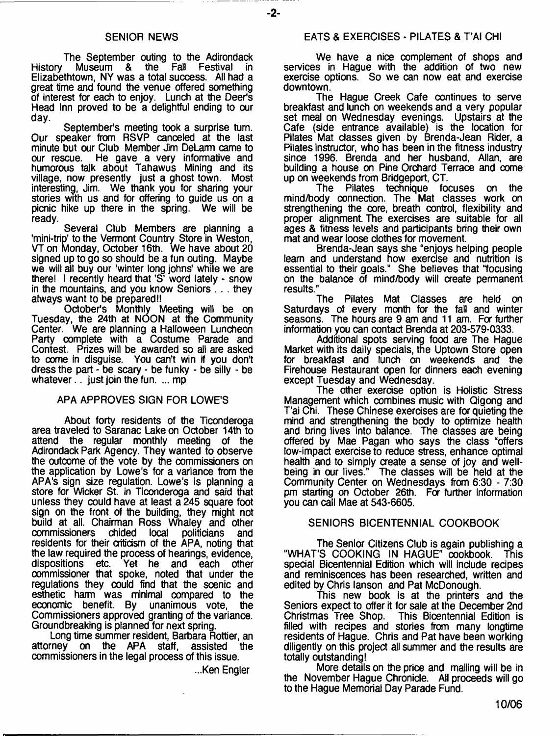## SENIOR NEWS

The September outing to the Adirondack History Museum & the Fall Festival in Elizabethtown, NY was a total success. All had a great time and found the venue offered something of interest for each to enjoy. Lunch at the Deer's Head Inn proved to be a delightful ending to our day.

September's meeting took a surprise turn. Our speaker from RSVP canceled at the last minute but our Club Member Jim DeLarm came to our rescue. He gave a very informative and humorous talk about Tahawus Mining and its village, now presently just a ghost town. Most interesting, Jim. We thank you for sharing your stories with us and for offering to guide us on a picnic hike up there in the spring. We will be ready.

Several Club Members are planning a 'mini-trip' to the Vermont Country Store in Weston, VT on Monday, October 16th. We have about 20 signed up to go so should be a fun outing. Maybe we will all buy our 'winter long johns' while we are there! I recently heard that 'S' word lately - snow in the mountains, and you know Seniors . . . they always want to be prepared!!

October's Monthly Meeting will be on Tuesday, the 24th at NOON at the Community Center. We are planning a Halloween Luncheon Party complete with a Costume Parade and Contest. Prizes will be awarded so all are asked to come in disguise. You can't win if you don't dress the part - be scary - be funky - be silly - be whatever . . just join the fun. ... mp

## APA APPROVES SIGN FOR LOWE'S

About forty residents of the Ticonderoga area traveled to Saranac Lake on October 14th to attend the regular monthly meeting of the Adirondack Park Agency. They wanted to observe the outcome of the vote by the commissioners on the application by Lowe's for a variance from the APA's sign size regulation. Lowe's is planning a store for Wicker St. in Ticonderoga and said that unless they could have at least a 245 square foot sign on the front of the building, they might not build at all. Chairman Ross Whaley and other commissioners chided local politicians and residents for their criticism of the APA, noting that the law required the process of hearings, evidence, dispositions etc. Yet he and each other commissioner that spoke, noted that under the regulations they could find that the scenic and esthetic harm was minimal compared to the economic benefit. By unanimous vote, the Commissioners approved granting of the variance. Groundbreaking is planned for next spring.

Long time summer resident, Barbara Rottier, an attorney on the APA staff, assisted the commissioners in the legal process of this issue.

...Ken Engler

## EATS & EXERCISES - PILATES & T'AI CHI

We have a nice complement of shops and services in Hague with the addition of two new exercise options. So we can now eat and exercise downtown.

The Hague Creek Cafe continues to serve breakfast and lunch on weekends and a very popular set meal on Wednesday evenings. Upstairs at the Cafe (side entrance available) is the location for Pilates Mat classes given by Brenda-Jean Rider, a Pilates instructor, who has been in the fitness industry since 1996. Brenda and her husband, Allan, are building a house on Pine Orchard Terrace and come up on weekends from Bridgeport, CT.

The Pilates technique focuses on the mind/body connection. The Mat classes work on strengthening the core, breath control, flexibility and proper alignment. The exercises are suitable for all ages & fitness levels and participants bring their own mat and wear loose clothes for movement.

Brenda-Jean says she "enjoys helping people learn and understand how exercise and nutrition is essential to their goals." She believes that "focusing on the balance of mind/body will create permanent results."

The Pilates Mat Classes are held on Saturdays of every month for the fall and winter seasons. The hours are 9 am and 11 am. For further information you can contact Brenda at 203-579-0333.

Additional spots serving food are The Hague Market with its daily specials, the Uptown Store open for breakfast and lunch on weekends and the Firehouse Restaurant open for dinners each evening except Tuesday and Wednesday.

The other exercise option is Holistic Stress Management which combines music with Qigong and T'ai Chi. These Chinese exercises are for quieting the mind and strengthening the body to optimize health and bring lives into balance. The classes are being offered by Mae Pagan who says the class "offers low-impact exercise to reduce stress, enhance optimal health and to simply create a sense of joy and well-being in our lives." The classes will be held at the Community Center on Wednesdays from 6:30 - 7:30 pm starting on October 26th. For further information you can call Mae at 543-6605.

## SENIORS BICENTENNIAL COOKBOOK

The Senior Citizens Club is again publishing a "WHAT'S COOKING IN HAGUE" cookbook. This special Bicentennial Edition which will include recipes and reminiscences has been researched, written and edited by Chris Ianson and Pat McDonough.

This new book is at the printers and the Seniors expect to offer it for sale at the December 2nd Christmas Tree Shop. This Bicentennial Edition is filled with recipes and stories from many longtime residents of Hague. Chris and Pat have been working diligently on this project all summer and the results are totally outstanding!

More details on the price and mailing will be in the November Hague Chronicle. All proceeds will go to the Hague Memorial Day Parade Fund.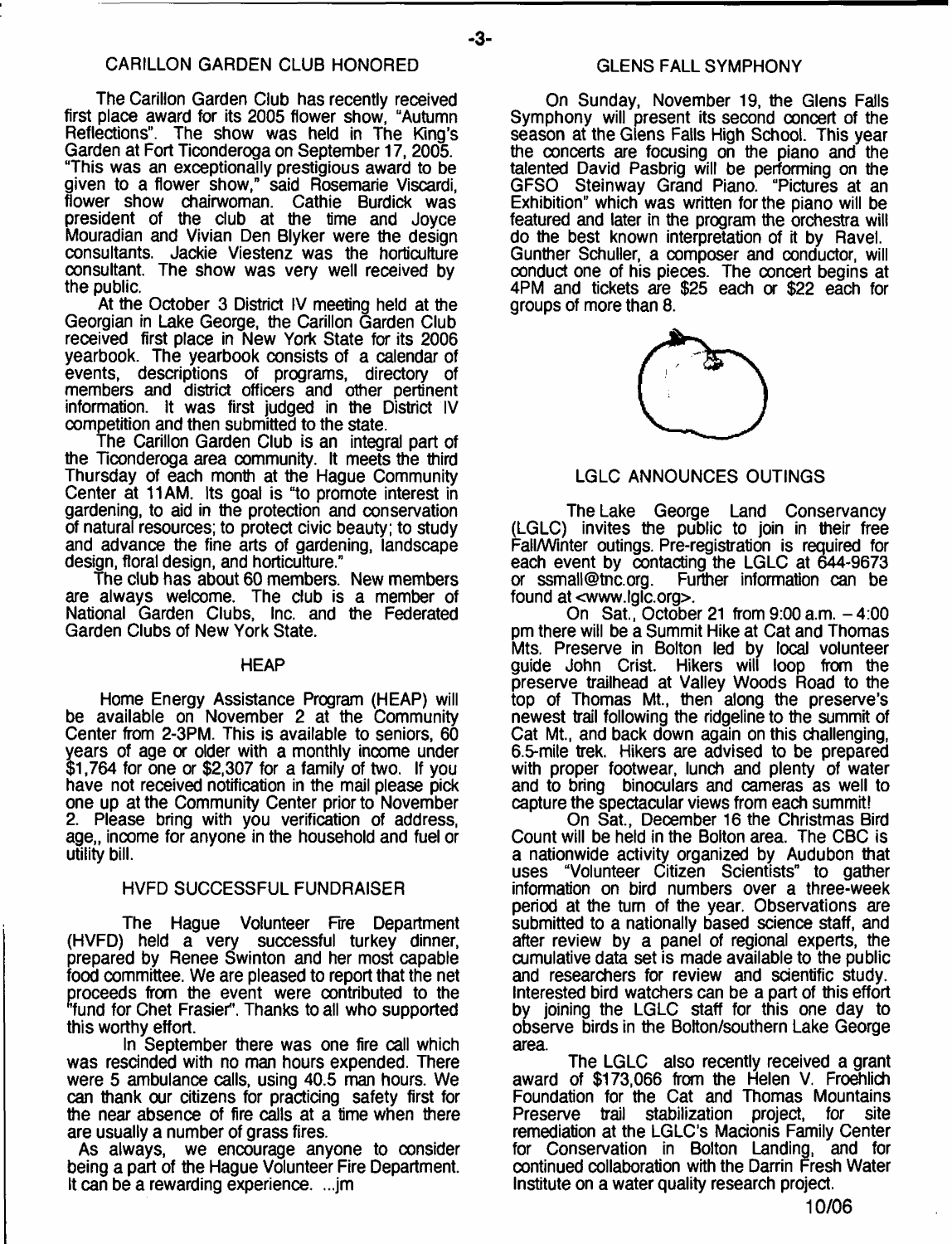## CARILLON GARDEN CLUB HONORED

The Carillon Garden Club has recently received first place award for its 2005 flower show, "Autumn Reflections". The show was held in The King's Garden at Fort Ticonderoga on September 17, 2005. "This was an exceptionally prestigious award to be given to a flower show," said Rosemarie Viscardi, flower show chairwoman. Cathie Burdick was president of the club at the time and Joyce Mouradian and Vivian Den Blyker were the design consultants. Jackie Viestenz was the horticulture consultant. The show was very well received by the public.

At the October 3 District IV meeting held at the Georgian in Lake George, the Carillon Garden Club received first place in New York State for its 2006 yearbook. The yearbook consists of a calendar of events, descriptions of programs, directory of members and district officers and other pertinent information. It was first judged in the District IV competition and then submitted to the state.

The Carillon Garden Club is an integral part of the Ticonderoga area community. It meets the third Thursday of each month at the Hague Community Center at 11AM. Its goal is "to promote interest in gardening, to aid in the protection and conservation of natural resources; to protect civic beauty; to study and advance the fine arts of gardening, landscape design, floral design, and horticulture."

The club has about 60 members. New members are always welcome. The club is a member of National Garden Clubs, Inc. and the Federated Garden Clubs of New York State.

## HEAP

Home Energy Assistance Program (HEAP) will be available on November 2 at the Community Center from 2-3PM. This is available to seniors, 60 years of age or older with a monthly income under $1,764 for one or $2,307 for a family of two. If you have not received notification in the mail please pick one up at the Community Center prior to November 2. Please bring with you verification of address, age,, income for anyone in the household and fuel or utility bill.

## HVFD SUCCESSFUL FUNDRAISER

The Hague Volunteer Fire Department (HVFD) held a very successful turkey dinner, prepared by Renee Swinton and her most capable food committee. We are pleased to report that the net proceeds from the event were contributed to the "fund for Chet Frasier". Thanks to all who supported this worthy effort.

In September there was one fire call which was rescinded with no man hours expended. There were 5 ambulance calls, using 40.5 man hours. We can thank our citizens for practicing safety first for the near absence of fire calls at a time when there are usually a number of grass fires.

As always, we encourage anyone to consider being a part of the Hague Volunteer Fire Department. It can be a rewarding experience. ...jm

## GLENS FALL SYMPHONY

On Sunday, November 19, the Glens Falls Symphony will present its second concert of the season at the Glens Falls High School. This year the concerts are focusing on the piano and the talented David Pasbrig will be performing on the GFSO Steinway Grand Piano. "Pictures at an Exhibition" which was written for the piano will be featured and later in the program the orchestra will do the best known interpretation of it by Ravel. Gunther Schuller, a composer and conductor, will conduct one of his pieces. The concert begins at 4PM and tickets are $25 each or $22 each for groups of more than 8.

## LGLC ANNOUNCES OUTINGS

The Lake George Land Conservancy (LGLC) invites the public to join in their free Fall/Winter outings. Pre-registration is required for each event by contacting the LGLC at 644-9673 or ssmall@tnc.org. Further information can be found at <www.lglc.org>.

On Sat., October 21 from 9:00 a.m. – 4:00 pm there will be a Summit Hike at Cat and Thomas Mts. Preserve in Bolton led by local volunteer guide John Crist. Hikers will loop from the preserve trailhead at Valley Woods Road to the top of Thomas Mt., then along the preserve's newest trail following the ridgeline to the summit of Cat Mt., and back down again on this challenging, 6.5-mile trek. Hikers are advised to be prepared with proper footwear, lunch and plenty of water and to bring binoculars and cameras as well to capture the spectacular views from each summit!

On Sat., December 16 the Christmas Bird Count will be held in the Bolton area. The CBC is a nationwide activity organized by Audubon that uses "Volunteer Citizen Scientists" to gather information on bird numbers over a three-week period at the turn of the year. Observations are submitted to a nationally based science staff, and after review by a panel of regional experts, the cumulative data set is made available to the public and researchers for review and scientific study. Interested bird watchers can be a part of this effort by joining the LGLC staff for this one day to observe birds in the Bolton/southern Lake George area.

The LGLC also recently received a grant award of $173,066 from the Helen V. Froehlich Foundation for the Cat and Thomas Mountains Preserve trail stabilization project, for site remediation at the LGLC's Macionis Family Center for Conservation in Bolton Landing, and for continued collaboration with the Darrin Fresh Water Institute on a water quality research project.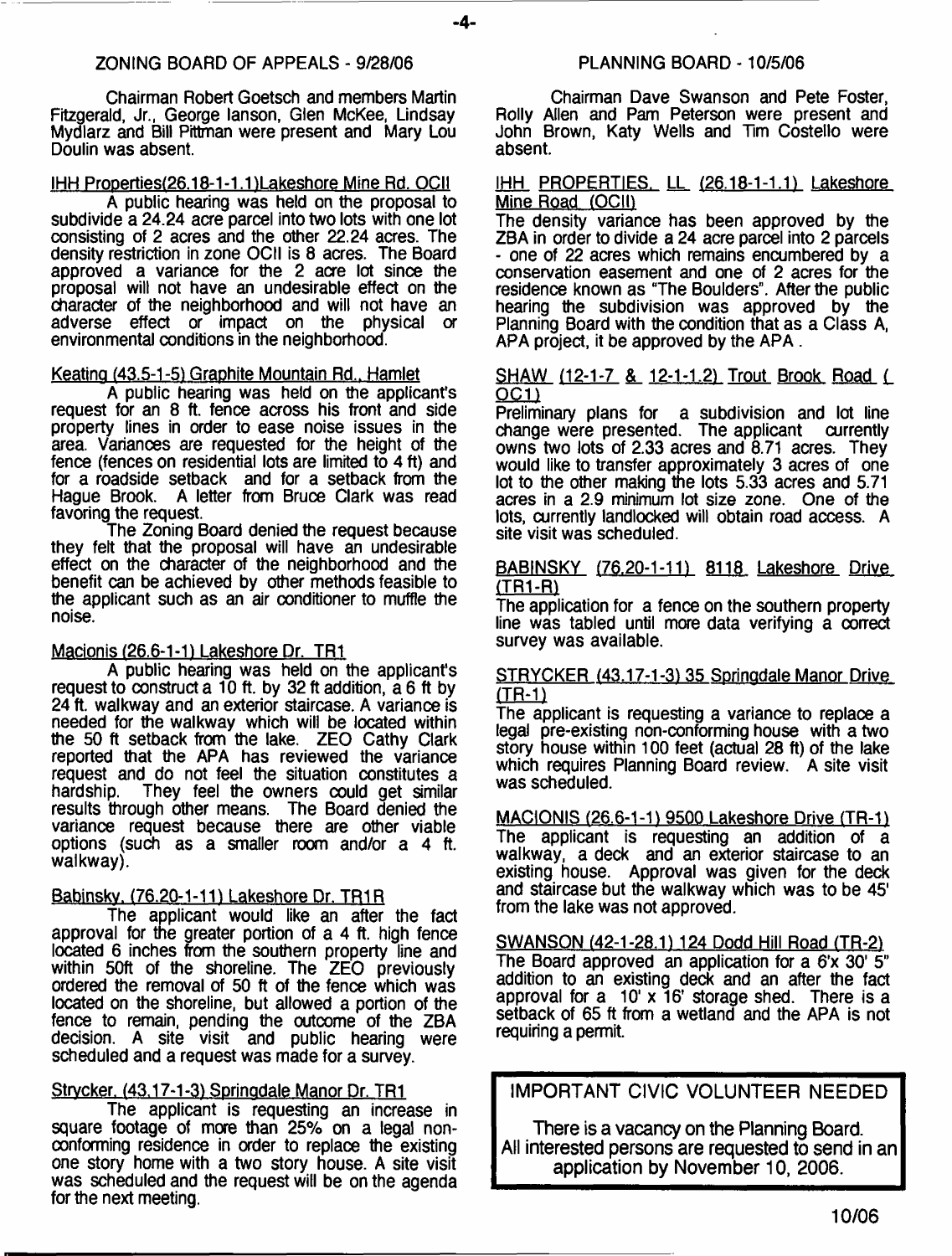## ZONING BOARD OF APPEALS - 9/28/06

Chairman Robert Goetsch and members Martin Fitzgerald, Jr., George Ianson, Glen McKee, Lindsay Mydlarz and Bill Pittman were present and Mary Lou Doulin was absent.

### IHH Properties(26.18-1-1.1)Lakeshore Mine Rd. OCII

A public hearing was held on the proposal to subdivide a 24.24 acre parcel into two lots with one lot consisting of 2 acres and the other 22.24 acres. The density restriction in zone OCII is 8 acres. The Board approved a variance for the 2 acre lot since the proposal will not have an undesirable effect on the character of the neighborhood and will not have an adverse effect or impact on the physical or environmental conditions in the neighborhood.

### Keating (43.5-1-5) Graphite Mountain Rd., Hamlet

A public hearing was held on the applicant's request for an 8 ft. fence across his front and side property lines in order to ease noise issues in the area. Variances are requested for the height of the fence (fences on residential lots are limited to 4 ft) and for a roadside setback and for a setback from the Hague Brook. A letter from Bruce Clark was read favoring the request.

The Zoning Board denied the request because they felt that the proposal will have an undesirable effect on the character of the neighborhood and the benefit can be achieved by other methods feasible to the applicant such as an air conditioner to muffle the noise.

### Macionis (26.6-1-1) Lakeshore Dr. TR1

A public hearing was held on the applicant's request to construct a 10 ft. by 32 ft addition, a 6 ft by 24 ft. walkway and an exterior staircase. A variance is needed for the walkway which will be located within the 50 ft setback from the lake. ZEO Cathy Clark reported that the APA has reviewed the variance request and do not feel the situation constitutes a hardship. They feel the owners could get similar results through other means. The Board denied the variance request because there are other viable options (such as a smaller room and/or a 4 ft. walkway).

### Babinsky, (76.20-1-11) Lakeshore Dr. TR1R

The applicant would like an after the fact approval for the greater portion of a 4 ft. high fence located 6 inches from the southern property line and within 50ft of the shoreline. The ZEO previously ordered the removal of 50 ft of the fence which was located on the shoreline, but allowed a portion of the fence to remain, pending the outcome of the ZBA decision. A site visit and public hearing were scheduled and a request was made for a survey.

### Strycker, (43.17-1-3) Springdale Manor Dr. TR1

The applicant is requesting an increase in square footage of more than 25% on a legal non-conforming residence in order to replace the existing one story home with a two story house. A site visit was scheduled and the request will be on the agenda for the next meeting.

## PLANNING BOARD - 10/5/06

Chairman Dave Swanson and Pete Foster, Rolly Allen and Pam Peterson were present and John Brown, Katy Wells and Tim Costello were absent.

### IHH PROPERTIES, LL (26.18-1-1.1) Lakeshore Mine Road (OCII)

The density variance has been approved by the ZBA in order to divide a 24 acre parcel into 2 parcels - one of 22 acres which remains encumbered by a conservation easement and one of 2 acres for the residence known as "The Boulders". After the public hearing the subdivision was approved by the Planning Board with the condition that as a Class A, APA project, it be approved by the APA.

### SHAW (12-1-7 & 12-1-1.2) Trout Brook Road (OC1)

Preliminary plans for a subdivision and lot line change were presented. The applicant currently owns two lots of 2.33 acres and 8.71 acres. They would like to transfer approximately 3 acres of one lot to the other making the lots 5.33 acres and 5.71 acres in a 2.9 minimum lot size zone. One of the lots, currently landlocked will obtain road access. A site visit was scheduled.

### BABINSKY (76.20-1-11) 8118 Lakeshore Drive (TR1-R)

The application for a fence on the southern property line was tabled until more data verifying a correct survey was available.

### STRYCKER (43.17-1-3) 35 Springdale Manor Drive (TR-1)

The applicant is requesting a variance to replace a legal pre-existing non-conforming house with a two story house within 100 feet (actual 28 ft) of the lake which requires Planning Board review. A site visit was scheduled.

### MACIONIS (26.6-1-1) 9500 Lakeshore Drive (TR-1)

The applicant is requesting an addition of a walkway, a deck and an exterior staircase to an existing house. Approval was given for the deck and staircase but the walkway which was to be 45' from the lake was not approved.

### SWANSON (42-1-28.1) 124 Dodd Hill Road (TR-2)

The Board approved an application for a 6'x 30' 5" addition to an existing deck and an after the fact approval for a 10' x 16' storage shed. There is a setback of 65 ft from a wetland and the APA is not requiring a permit.

## IMPORTANT CIVIC VOLUNTEER NEEDED

There is a vacancy on the Planning Board. All interested persons are requested to send in an application by November 10, 2006.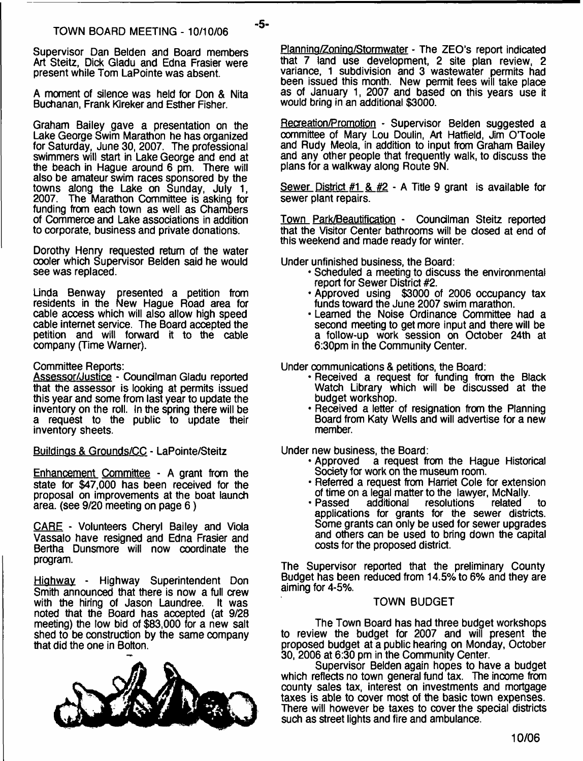## TOWN BOARD MEETING - 10/10/06

Supervisor Dan Belden and Board members Art Steitz, Dick Gladu and Edna Frasier were present while Tom LaPointe was absent.

A moment of silence was held for Don & Nita Buchanan, Frank Kireker and Esther Fisher.

Graham Bailey gave a presentation on the Lake George Swim Marathon he has organized for Saturday, June 30, 2007. The professional swimmers will start in Lake George and end at the beach in Hague around 6 pm. There will also be amateur swim races sponsored by the towns along the Lake on Sunday, July 1, 2007. The Marathon Committee is asking for funding from each town as well as Chambers of Commerce and Lake associations in addition to corporate, business and private donations.

Dorothy Henry requested return of the water cooler which Supervisor Belden said he would see was replaced.

Linda Benway presented a petition from residents in the New Hague Road area for cable access which will also allow high speed cable internet service. The Board accepted the petition and will forward it to the cable company (Time Warner).

Committee Reports:

Assessor/Justice - Councilman Gladu reported that the assessor is looking at permits issued this year and some from last year to update the inventory on the roll. In the spring there will be a request to the public to update their inventory sheets.

Buildings & Grounds/CC - LaPointe/Steitz

Enhancement Committee - A grant from the state for $47,000 has been received for the proposal on improvements at the boat launch area. (see 9/20 meeting on page 6 )

CARE - Volunteers Cheryl Bailey and Viola Vassalo have resigned and Edna Frasier and Bertha Dunsmore will now coordinate the program.

Highway - Highway Superintendent Don Smith announced that there is now a full crew with the hiring of Jason Laundree. It was noted that the Board has accepted (at 9/28 meeting) the low bid of $83,000 for a new salt shed to be construction by the same company that did the one in Bolton.

Planning/Zoning/Stormwater - The ZEO's report indicated that 7 land use development, 2 site plan review, 2 variance, 1 subdivision and 3 wastewater permits had been issued this month. New permit fees will take place as of January 1, 2007 and based on this years use it would bring in an additional $3000.

Recreation/Promotion - Supervisor Belden suggested a committee of Mary Lou Doulin, Art Hatfield, Jim O'Toole and Rudy Meola, in addition to input from Graham Bailey and any other people that frequently walk, to discuss the plans for a walkway along Route 9N.

Sewer District #1 & #2 - A Title 9 grant is available for sewer plant repairs.

Town Park/Beautification - Councilman Steitz reported that the Visitor Center bathrooms will be closed at end of this weekend and made ready for winter.

Under unfinished business, the Board:

- Scheduled a meeting to discuss the environmental report for Sewer District #2.
- Approved using $3000 of 2006 occupancy tax funds toward the June 2007 swim marathon.
- Learned the Noise Ordinance Committee had a second meeting to get more input and there will be a follow-up work session on October 24th at 6:30pm in the Community Center.

Under communications & petitions, the Board:

- Received a request for funding from the Black Watch Library which will be discussed at the budget workshop.
- Received a letter of resignation from the Planning Board from Katy Wells and will advertise for a new member.

Under new business, the Board:

- Approved a request from the Hague Historical Society for work on the museum room.
- Referred a request from Harriet Cole for extension of time on a legal matter to the lawyer, McNally.
- Passed additional resolutions related to applications for grants for the sewer districts. Some grants can only be used for sewer upgrades and others can be used to bring down the capital costs for the proposed district.

The Supervisor reported that the preliminary County Budget has been reduced from 14.5% to 6% and they are aiming for 4-5%.

### TOWN BUDGET

The Town Board has had three budget workshops to review the budget for 2007 and will present the proposed budget at a public hearing on Monday, October 30, 2006 at 6:30 pm in the Community Center.

Supervisor Belden again hopes to have a budget which reflects no town general fund tax. The income from county sales tax, interest on investments and mortgage taxes is able to cover most of the basic town expenses. There will however be taxes to cover the special districts such as street lights and fire and ambulance.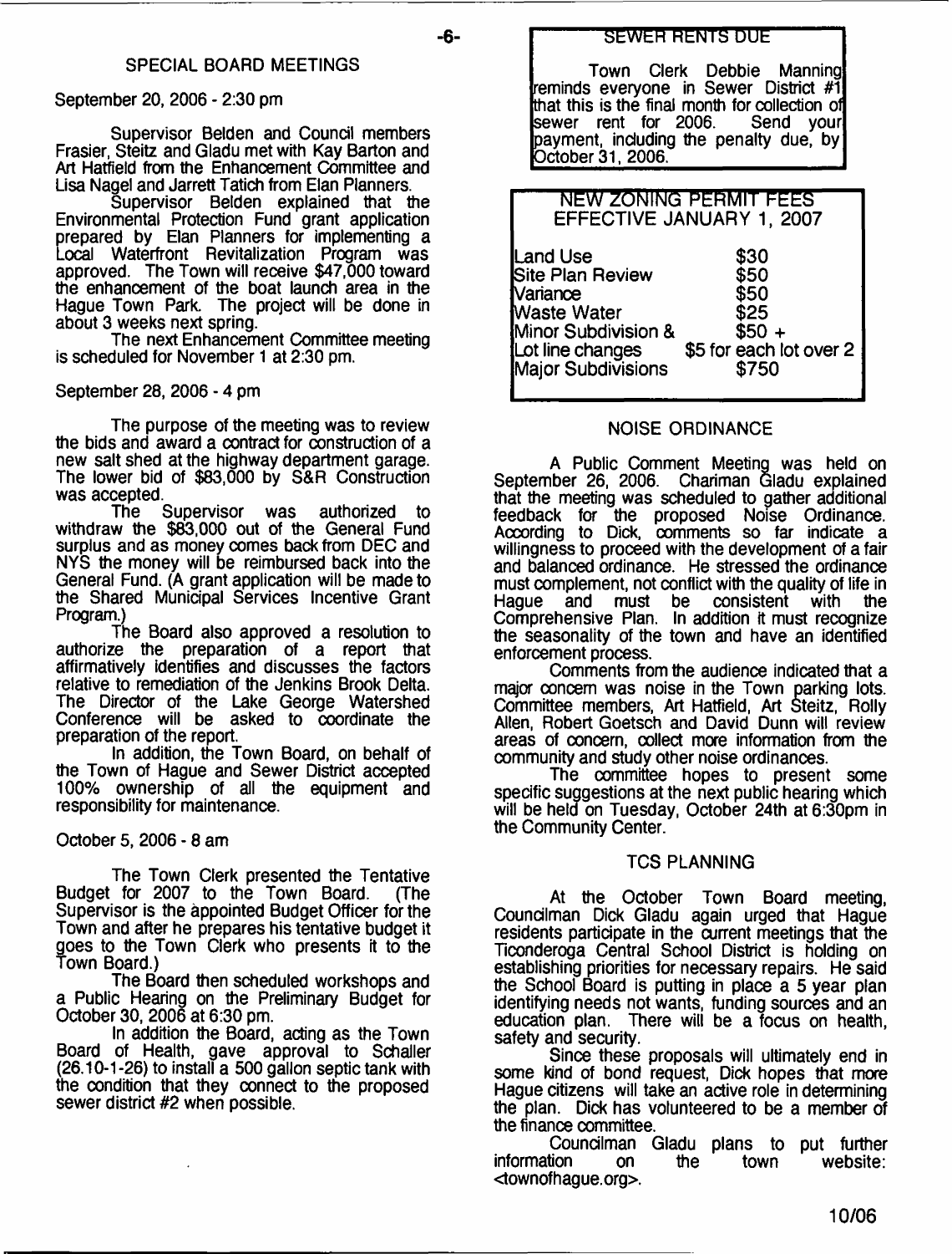## SPECIAL BOARD MEETINGS

September 20, 2006 - 2:30 pm

Supervisor Belden and Council members Frasier, Steitz and Gladu met with Kay Barton and Art Hatfield from the Enhancement Committee and Lisa Nagel and Jarrett Tatich from Elan Planners.

Supervisor Belden explained that the Environmental Protection Fund grant application prepared by Elan Planners for implementing a Local Waterfront Revitalization Program was approved. The Town will receive $47,000 toward the enhancement of the boat launch area in the Hague Town Park. The project will be done in about 3 weeks next spring.

The next Enhancement Committee meeting is scheduled for November 1 at 2:30 pm.

September 28, 2006 - 4 pm

The purpose of the meeting was to review the bids and award a contract for construction of a new salt shed at the highway department garage. The lower bid of $83,000 by S&R Construction was accepted.

The Supervisor was authorized to withdraw the $83,000 out of the General Fund surplus and as money comes back from DEC and NYS the money will be reimbursed back into the General Fund. (A grant application will be made to the Shared Municipal Services Incentive Grant Program.)

The Board also approved a resolution to authorize the preparation of a report that affirmatively identifies and discusses the factors relative to remediation of the Jenkins Brook Delta. The Director of the Lake George Watershed Conference will be asked to coordinate the preparation of the report.

In addition, the Town Board, on behalf of the Town of Hague and Sewer District accepted 100% ownership of all the equipment and responsibility for maintenance.

October 5, 2006 - 8 am

The Town Clerk presented the Tentative Budget for 2007 to the Town Board. (The Supervisor is the appointed Budget Officer for the Town and after he prepares his tentative budget it goes to the Town Clerk who presents it to the Town Board.)

The Board then scheduled workshops and a Public Hearing on the Preliminary Budget for October 30, 2006 at 6:30 pm.

In addition the Board, acting as the Town Board of Health, gave approval to Schaller (26.10-1-26) to install a 500 gallon septic tank with the condition that they connect to the proposed sewer district #2 when possible.

## SEWER RENTS DUE

Town Clerk Debbie Manning reminds everyone in Sewer District #1 that this is the final month for collection of sewer rent for 2006. Send your payment, including the penalty due, by October 31, 2006.

## NEW ZONING PERMIT FEES EFFECTIVE JANUARY 1, 2007

| | |
|---|---|
| Land Use | $30 |
| Site Plan Review | $50 |
| Variance | $50 |
| Waste Water | $25 |
| Minor Subdivision & Lot line changes | $50 + $5 for each lot over 2 |
| Major Subdivisions | $750 |

## NOISE ORDINANCE

A Public Comment Meeting was held on September 26, 2006. Chariman Gladu explained that the meeting was scheduled to gather additional feedback for the proposed Noise Ordinance. According to Dick, comments so far indicate a willingness to proceed with the development of a fair and balanced ordinance. He stressed the ordinance must complement, not conflict with the quality of life in Hague and must be consistent with the Comprehensive Plan. In addition it must recognize the seasonality of the town and have an identified enforcement process.

Comments from the audience indicated that a major concern was noise in the Town parking lots. Committee members, Art Hatfield, Art Steitz, Rolly Allen, Robert Goetsch and David Dunn will review areas of concern, collect more information from the community and study other noise ordinances.

The committee hopes to present some specific suggestions at the next public hearing which will be held on Tuesday, October 24th at 6:30pm in the Community Center.

## TCS PLANNING

At the October Town Board meeting, Councilman Dick Gladu again urged that Hague residents participate in the current meetings that the Ticonderoga Central School District is holding on establishing priorities for necessary repairs. He said the School Board is putting in place a 5 year plan identifying needs not wants, funding sources and an education plan. There will be a focus on health, safety and security.

Since these proposals will ultimately end in some kind of bond request, Dick hopes that more Hague citizens will take an active role in determining the plan. Dick has volunteered to be a member of the finance committee.

Councilman Gladu plans to put further information on the town website: <townofhague.org>.

10/06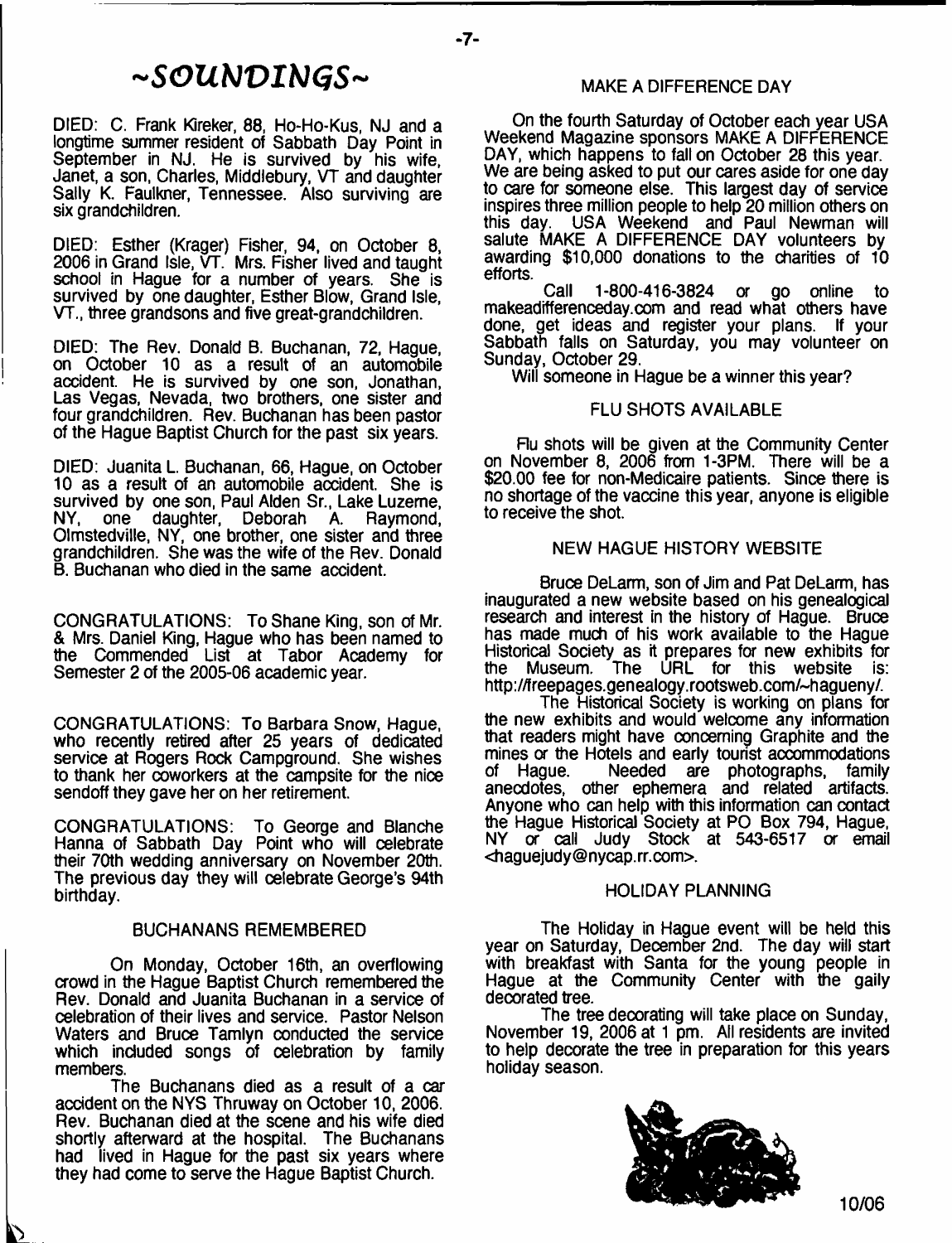# ~SOUNDINGS~

DIED: C. Frank Kireker, 88, Ho-Ho-Kus, NJ and a longtime summer resident of Sabbath Day Point in September in NJ. He is survived by his wife, Janet, a son, Charles, Middlebury, VT and daughter Sally K. Faulkner, Tennessee. Also surviving are six grandchildren.

DIED: Esther (Krager) Fisher, 94, on October 8, 2006 in Grand Isle, VT. Mrs. Fisher lived and taught school in Hague for a number of years. She is survived by one daughter, Esther Blow, Grand Isle, VT., three grandsons and five great-grandchildren.

DIED: The Rev. Donald B. Buchanan, 72, Hague, on October 10 as a result of an automobile accident. He is survived by one son, Jonathan, Las Vegas, Nevada, two brothers, one sister and four grandchildren. Rev. Buchanan has been pastor of the Hague Baptist Church for the past six years.

DIED: Juanita L. Buchanan, 66, Hague, on October 10 as a result of an automobile accident. She is survived by one son, Paul Alden Sr., Lake Luzerne, NY, one daughter, Deborah A. Raymond, Olmstedville, NY, one brother, one sister and three grandchildren. She was the wife of the Rev. Donald B. Buchanan who died in the same accident.

CONGRATULATIONS: To Shane King, son of Mr. & Mrs. Daniel King, Hague who has been named to the Commended List at Tabor Academy for Semester 2 of the 2005-06 academic year.

CONGRATULATIONS: To Barbara Snow, Hague, who recently retired after 25 years of dedicated service at Rogers Rock Campground. She wishes to thank her coworkers at the campsite for the nice sendoff they gave her on her retirement.

CONGRATULATIONS: To George and Blanche Hanna of Sabbath Day Point who will celebrate their 70th wedding anniversary on November 20th. The previous day they will celebrate George's 94th birthday.

## BUCHANANS REMEMBERED

On Monday, October 16th, an overflowing crowd in the Hague Baptist Church remembered the Rev. Donald and Juanita Buchanan in a service of celebration of their lives and service. Pastor Nelson Waters and Bruce Tamlyn conducted the service which included songs of celebration by family members.

The Buchanans died as a result of a car accident on the NYS Thruway on October 10, 2006. Rev. Buchanan died at the scene and his wife died shortly afterward at the hospital. The Buchanans had lived in Hague for the past six years where they had come to serve the Hague Baptist Church.

## MAKE A DIFFERENCE DAY

On the fourth Saturday of October each year USA Weekend Magazine sponsors MAKE A DIFFERENCE DAY, which happens to fall on October 28 this year. We are being asked to put our cares aside for one day to care for someone else. This largest day of service inspires three million people to help 20 million others on this day. USA Weekend and Paul Newman will salute MAKE A DIFFERENCE DAY volunteers by awarding $10,000 donations to the charities of 10 efforts.

Call 1-800-416-3824 or go online to makeadifferenceday.com and read what others have done, get ideas and register your plans. If your Sabbath falls on Saturday, you may volunteer on Sunday, October 29.

Will someone in Hague be a winner this year?

## FLU SHOTS AVAILABLE

Flu shots will be given at the Community Center on November 8, 2006 from 1-3PM. There will be a $20.00 fee for non-Medicaire patients. Since there is no shortage of the vaccine this year, anyone is eligible to receive the shot.

## NEW HAGUE HISTORY WEBSITE

Bruce DeLarm, son of Jim and Pat DeLarm, has inaugurated a new website based on his genealogical research and interest in the history of Hague. Bruce has made much of his work available to the Hague Historical Society as it prepares for new exhibits for the Museum. The URL for this website is: http://freepages.genealogy.rootsweb.com/~hagueny/.

The Historical Society is working on plans for the new exhibits and would welcome any information that readers might have concerning Graphite and the mines or the Hotels and early tourist accommodations of Hague. Needed are photographs, family anecdotes, other ephemera and related artifacts. Anyone who can help with this information can contact the Hague Historical Society at PO Box 794, Hague, NY or call Judy Stock at 543-6517 or email <haguejudy@nycap.rr.com>.

## HOLIDAY PLANNING

The Holiday in Hague event will be held this year on Saturday, December 2nd. The day will start with breakfast with Santa for the young people in Hague at the Community Center with the gaily decorated tree.

The tree decorating will take place on Sunday, November 19, 2006 at 1 pm. All residents are invited to help decorate the tree in preparation for this years holiday season.

10/06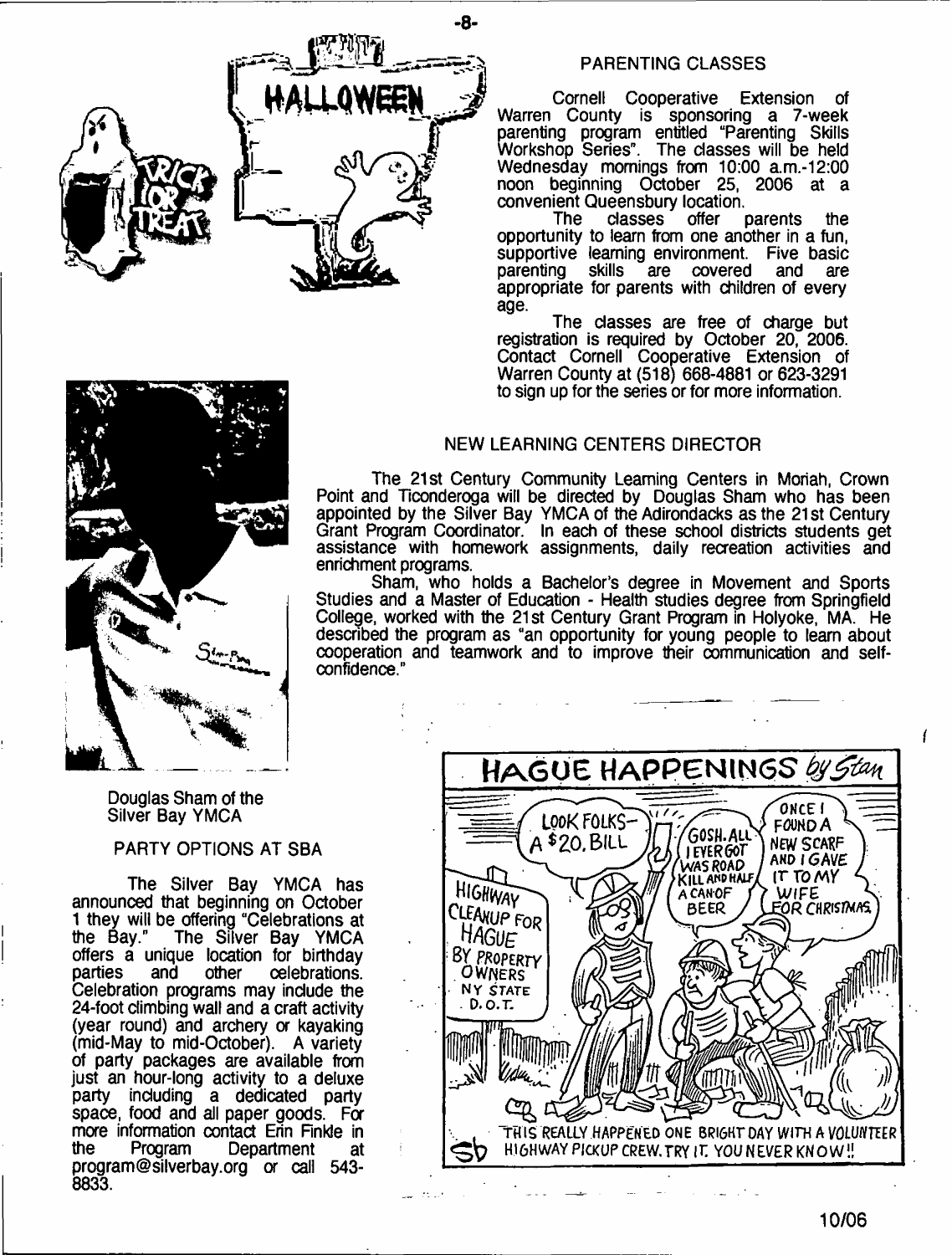## PARENTING CLASSES

Cornell Cooperative Extension of Warren County is sponsoring a 7-week parenting program entitled "Parenting Skills Workshop Series". The classes will be held Wednesday mornings from 10:00 a.m.-12:00 noon beginning October 25, 2006 at a convenient Queensbury location.

The classes offer parents the opportunity to learn from one another in a fun, supportive learning environment. Five basic parenting skills are covered and are appropriate for parents with children of every age.

The classes are free of charge but registration is required by October 20, 2006. Contact Cornell Cooperative Extension of Warren County at (518) 668-4881 or 623-3291 to sign up for the series or for more information.

## NEW LEARNING CENTERS DIRECTOR

The 21st Century Community Learning Centers in Moriah, Crown Point and Ticonderoga will be directed by Douglas Sham who has been appointed by the Silver Bay YMCA of the Adirondacks as the 21st Century Grant Program Coordinator. In each of these school districts students get assistance with homework assignments, daily recreation activities and enrichment programs.

Sham, who holds a Bachelor's degree in Movement and Sports Studies and a Master of Education - Health studies degree from Springfield College, worked with the 21st Century Grant Program in Holyoke, MA. He described the program as "an opportunity for young people to learn about cooperation and teamwork and to improve their communication and self-confidence."

Douglas Sham of the Silver Bay YMCA

## PARTY OPTIONS AT SBA

The Silver Bay YMCA has announced that beginning on October 1 they will be offering "Celebrations at the Bay." The Silver Bay YMCA offers a unique location for birthday parties and other celebrations. Celebration programs may include the 24-foot climbing wall and a craft activity (year round) and archery or kayaking (mid-May to mid-October). A variety of party packages are available from just an hour-long activity to a deluxe party including a dedicated party space, food and all paper goods. For more information contact Erin Finkle in the Program Department at program@silverbay.org or call 543-8833.

## HAGUE HAPPENINGS *by Stan*

LOOK FOLKS- A $20. BILL

GOSH. ALL I EVER GOT WAS ROAD KILL AND HALF A CAN OF BEER

ONCE I FOUND A NEW SCARF AND I GAVE IT TO MY WIFE FOR CHRISTMAS

HIGHWAY CLEANUP FOR HAGUE BY PROPERTY OWNERS NY STATE D.O.T.

THIS REALLY HAPPENED ONE BRIGHT DAY WITH A VOLUNTEER HIGHWAY PICKUP CREW. TRY IT. YOU NEVER KNOW!!

10/06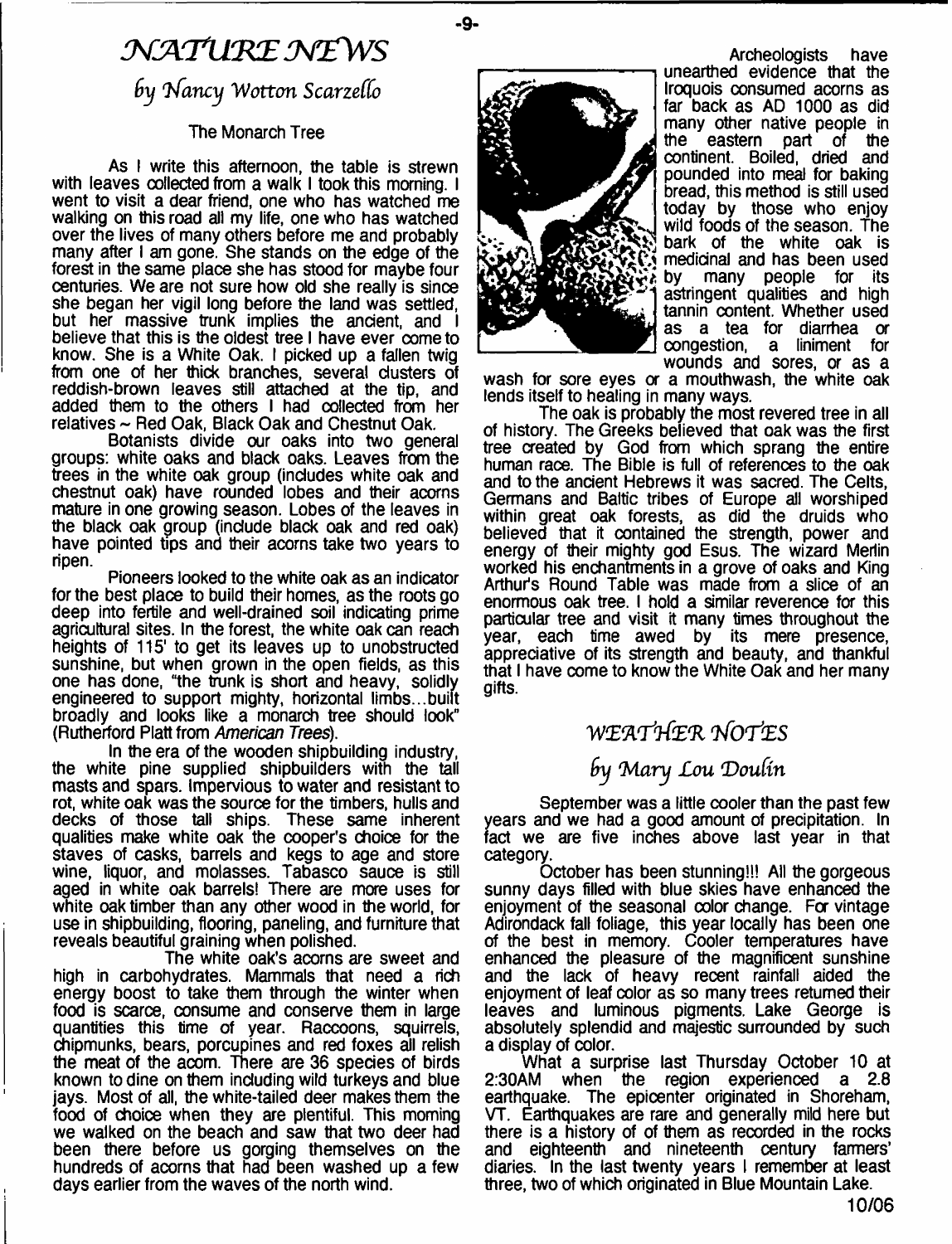# NATURE NEWS

## by Nancy Wotton Scarzello

### The Monarch Tree

As I write this afternoon, the table is strewn with leaves collected from a walk I took this morning. I went to visit a dear friend, one who has watched me walking on this road all my life, one who has watched over the lives of many others before me and probably many after I am gone. She stands on the edge of the forest in the same place she has stood for maybe four centuries. We are not sure how old she really is since she began her vigil long before the land was settled, but her massive trunk implies the ancient, and I believe that this is the oldest tree I have ever come to know. She is a White Oak. I picked up a fallen twig from one of her thick branches, several clusters of reddish-brown leaves still attached at the tip, and added them to the others I had collected from her relatives ~ Red Oak, Black Oak and Chestnut Oak.

Botanists divide our oaks into two general groups: white oaks and black oaks. Leaves from the trees in the white oak group (includes white oak and chestnut oak) have rounded lobes and their acorns mature in one growing season. Lobes of the leaves in the black oak group (include black oak and red oak) have pointed tips and their acorns take two years to ripen.

Pioneers looked to the white oak as an indicator for the best place to build their homes, as the roots go deep into fertile and well-drained soil indicating prime agricultural sites. In the forest, the white oak can reach heights of 115' to get its leaves up to unobstructed sunshine, but when grown in the open fields, as this one has done, "the trunk is short and heavy, solidly engineered to support mighty, horizontal limbs...built broadly and looks like a monarch tree should look" (Rutherford Platt from *American Trees*).

In the era of the wooden shipbuilding industry, the white pine supplied shipbuilders with the tall masts and spars. Impervious to water and resistant to rot, white oak was the source for the timbers, hulls and decks of those tall ships. These same inherent qualities make white oak the cooper's choice for the staves of casks, barrels and kegs to age and store wine, liquor, and molasses. Tabasco sauce is still aged in white oak barrels! There are more uses for white oak timber than any other wood in the world, for use in shipbuilding, flooring, paneling, and furniture that reveals beautiful graining when polished.

The white oak's acorns are sweet and high in carbohydrates. Mammals that need a rich energy boost to take them through the winter when food is scarce, consume and conserve them in large quantities this time of year. Raccoons, squirrels, chipmunks, bears, porcupines and red foxes all relish the meat of the acorn. There are 36 species of birds known to dine on them including wild turkeys and blue jays. Most of all, the white-tailed deer makes them the food of choice when they are plentiful. This morning we walked on the beach and saw that two deer had been there before us gorging themselves on the hundreds of acorns that had been washed up a few days earlier from the waves of the north wind.

Archeologists have unearthed evidence that the Iroquois consumed acorns as far back as AD 1000 as did many other native people in the eastern part of the continent. Boiled, dried and pounded into meal for baking bread, this method is still used today by those who enjoy wild foods of the season. The bark of the white oak is medicinal and has been used by many people for its astringent qualities and high tannin content. Whether used as a tea for diarrhea or congestion, a liniment for wounds and sores, or as a wash for sore eyes or a mouthwash, the white oak lends itself to healing in many ways.

The oak is probably the most revered tree in all of history. The Greeks believed that oak was the first tree created by God from which sprang the entire human race. The Bible is full of references to the oak and to the ancient Hebrews it was sacred. The Celts, Germans and Baltic tribes of Europe all worshiped within great oak forests, as did the druids who believed that it contained the strength, power and energy of their mighty god Esus. The wizard Merlin worked his enchantments in a grove of oaks and King Arthur's Round Table was made from a slice of an enormous oak tree. I hold a similar reverence for this particular tree and visit it many times throughout the year, each time awed by its mere presence, appreciative of its strength and beauty, and thankful that I have come to know the White Oak and her many gifts.

# WEATHER NOTES

## by Mary Lou Doulin

September was a little cooler than the past few years and we had a good amount of precipitation. In fact we are five inches above last year in that category.

October has been stunning!!! All the gorgeous sunny days filled with blue skies have enhanced the enjoyment of the seasonal color change. For vintage Adirondack fall foliage, this year locally has been one of the best in memory. Cooler temperatures have enhanced the pleasure of the magnificent sunshine and the lack of heavy recent rainfall aided the enjoyment of leaf color as so many trees returned their leaves and luminous pigments. Lake George is absolutely splendid and majestic surrounded by such a display of color.

What a surprise last Thursday October 10 at 2:30AM when the region experienced a 2.8 earthquake. The epicenter originated in Shoreham, VT. Earthquakes are rare and generally mild here but there is a history of of them as recorded in the rocks and eighteenth and nineteenth century farmers' diaries. In the last twenty years I remember at least three, two of which originated in Blue Mountain Lake.

10/06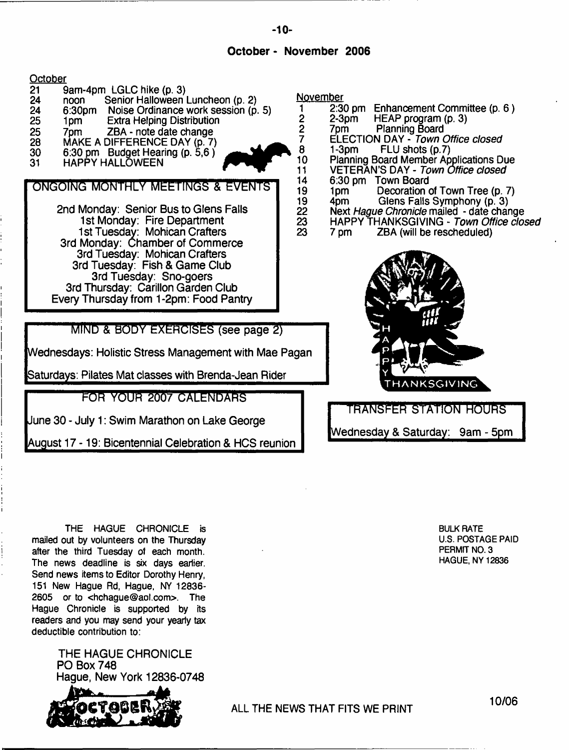## October - November 2006

**October**

| | | |
|---|---|---|
| 21 | 9am-4pm | LGLC hike (p. 3) |
| 24 | noon | Senior Halloween Luncheon (p. 2) |
| 24 | 6:30pm | Noise Ordinance work session (p. 5) |
| 25 | 1pm | Extra Helping Distribution |
| 25 | 7pm | ZBA - note date change |
| 28 | | MAKE A DIFFERENCE DAY (p. 7) |
| 30 | 6:30 pm | Budget Hearing (p. 5,6) |
| 31 | | HAPPY HALLOWEEN |

**November**

| | | |
|---|---|---|
| 1 | 2:30 pm | Enhancement Committee (p. 6) |
| 2 | 2-3pm | HEAP program (p. 3) |
| 2 | 7pm | Planning Board |
| 7 | | ELECTION DAY - *Town Office closed* |
| 8 | 1-3pm | FLU shots (p.7) |
| 10 | | Planning Board Member Applications Due |
| 11 | | VETERAN'S DAY - *Town Office closed* |
| 14 | 6:30 pm | Town Board |
| 19 | 1pm | Decoration of Town Tree (p. 7) |
| 19 | 4pm | Glens Falls Symphony (p. 3) |
| 22 | | Next *Hague Chronicle* mailed - date change |
| 23 | | HAPPY THANKSGIVING - *Town Office closed* |
| 23 | 7 pm | ZBA (will be rescheduled) |

### ONGOING MONTHLY MEETINGS & EVENTS

2nd Monday: Senior Bus to Glens Falls
1st Monday: Fire Department
1st Tuesday: Mohican Crafters
3rd Monday: Chamber of Commerce
3rd Tuesday: Mohican Crafters
3rd Tuesday: Fish & Game Club
3rd Tuesday: Sno-goers
3rd Thursday: Carillon Garden Club
Every Thursday from 1-2pm: Food Pantry

### MIND & BODY EXERCISES (see page 2)

Wednesdays: Holistic Stress Management with Mae Pagan

Saturdays: Pilates Mat classes with Brenda-Jean Rider

### FOR YOUR 2007 CALENDARS

June 30 - July 1: Swim Marathon on Lake George

August 17 - 19: Bicentennial Celebration & HCS reunion

HAPPY THANKSGIVING

### TRANSFER STATION HOURS

Wednesday & Saturday: 9am - 5pm

THE HAGUE CHRONICLE is mailed out by volunteers on the Thursday after the third Tuesday of each month. The news deadline is six days earlier. Send news items to Editor Dorothy Henry, 151 New Hague Rd, Hague, NY 12836-2605 or to <hchague@aol.com>. The Hague Chronicle is supported by its readers and you may send your yearly tax deductible contribution to:

THE HAGUE CHRONICLE
PO Box 748
Hague, New York 12836-0748

BULK RATE
U.S. POSTAGE PAID
PERMIT NO. 3
HAGUE, NY 12836

OCTOBER

ALL THE NEWS THAT FITS WE PRINT

10/06